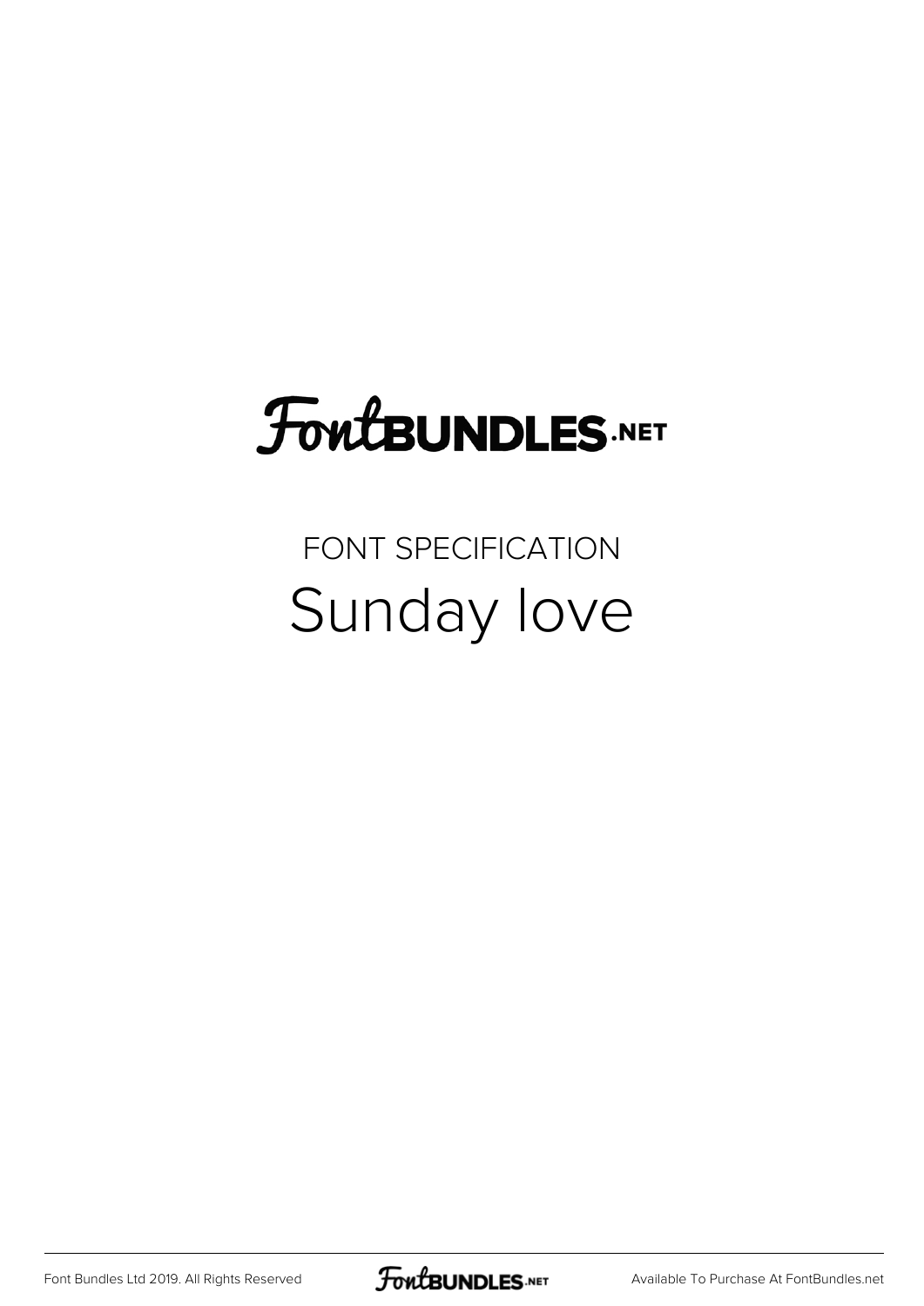# FontBUNDLES.NET

## FONT SPECIFICATION

# Sunday love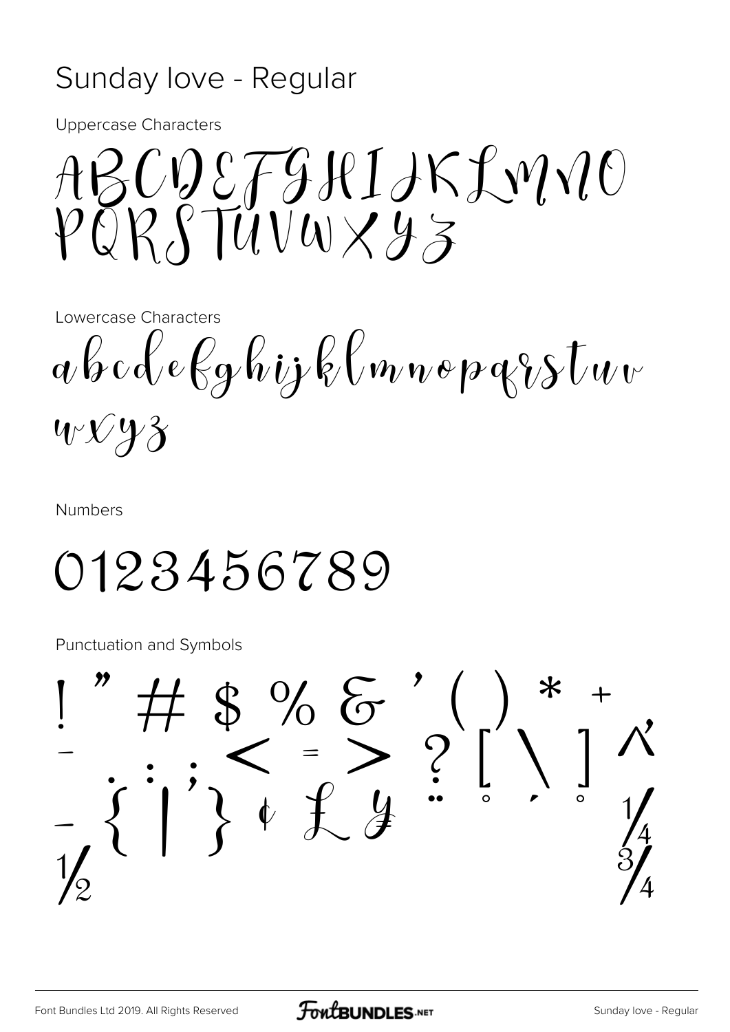# Sunday love - Regular

Uppercase Characters

ABCDEFGHIJKLMNO
PQRSTUVWXYZ

Lowercase Characters

abcdefghijklmnopqrstuv
wxyz

Numbers

0123456789

Punctuation and Symbols

! " # $ % & ' ( ) * +
- . : ; < = > ? [ \ ] ^
_ { | } ¢ £ ¥ ¨ ° ´ ¸ ¼
½ ¾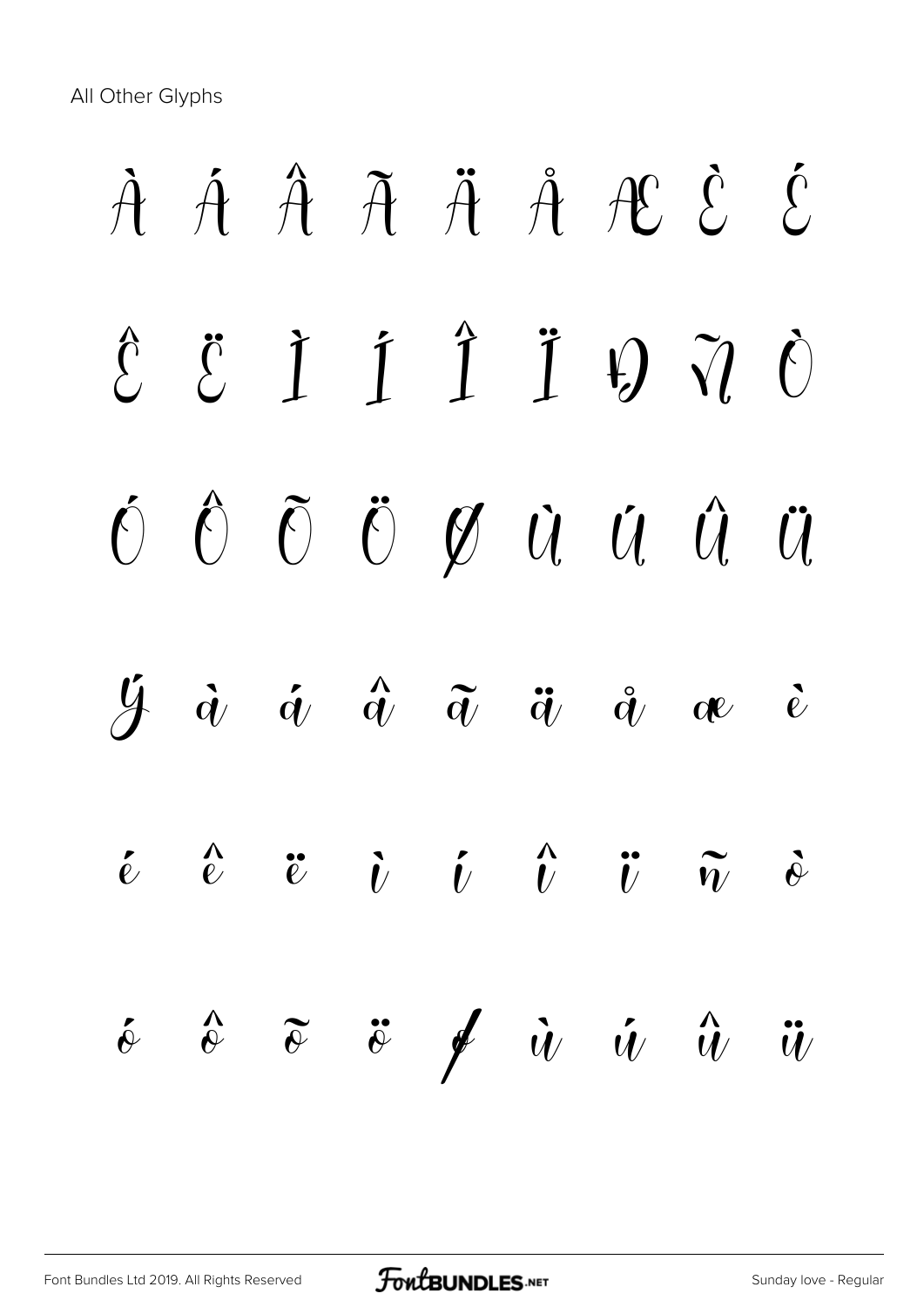All Other Glyphs

À Á Â Ã Ä Å Æ È É

Ê Ë Ì Í Î Ï Ð Ñ Ò

Ó Ô Õ Ö Ø Ù Ú Û Ü

Ý à á â ã ä å æ è

é ê ë ì í î ï ñ ò

ó ô õ ö ø ù ú û ü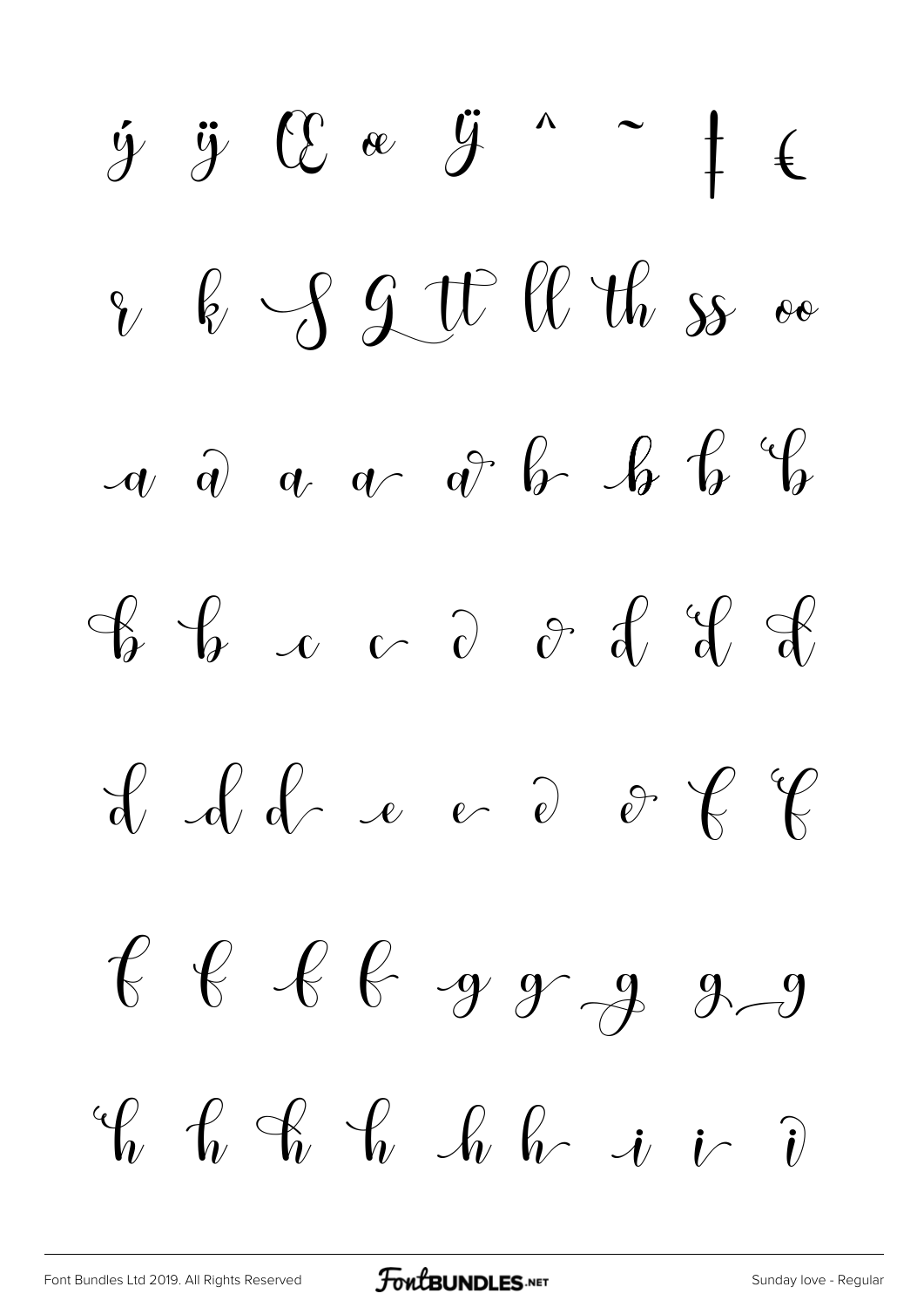ý ÿ Œ œ Ÿ ˆ ˜ ‡ €

r k S G tt ll th ss oo

a a a a a b b b b

b b c c c c d d d

d d d e e e e f f

f f f f g g g g g

h h h h h h i i i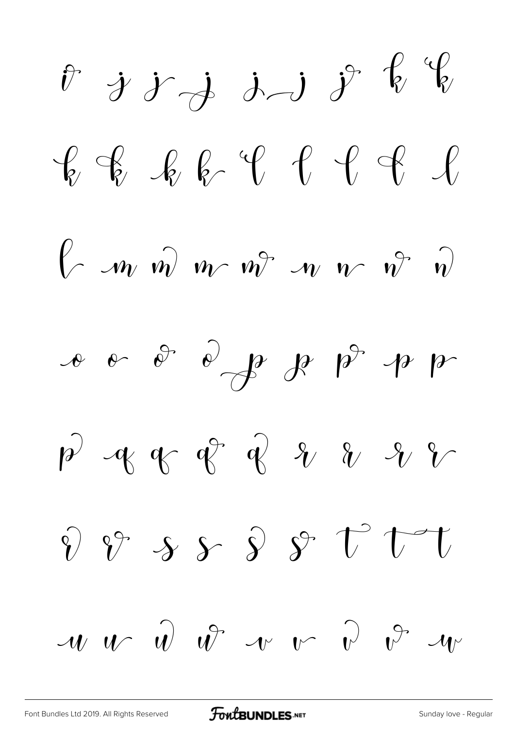i j j j j j j k k

k k k k l l l l l

l m m m m n n n n

o o o o p p p p p

p q q q q r r r r

r r s s s s t t t

u u u u v v v v w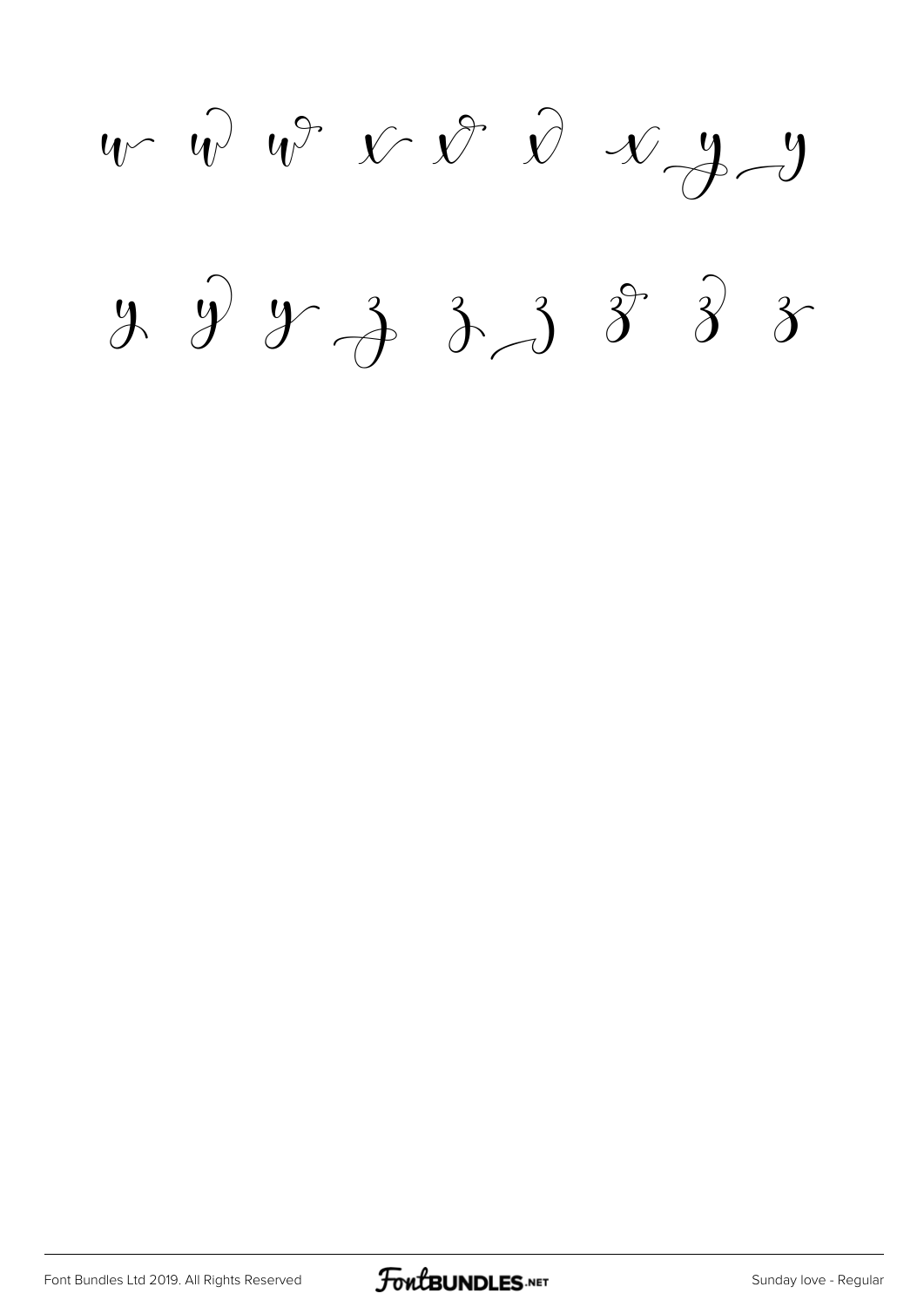w w w x x x x y y

y y y z z z z z z